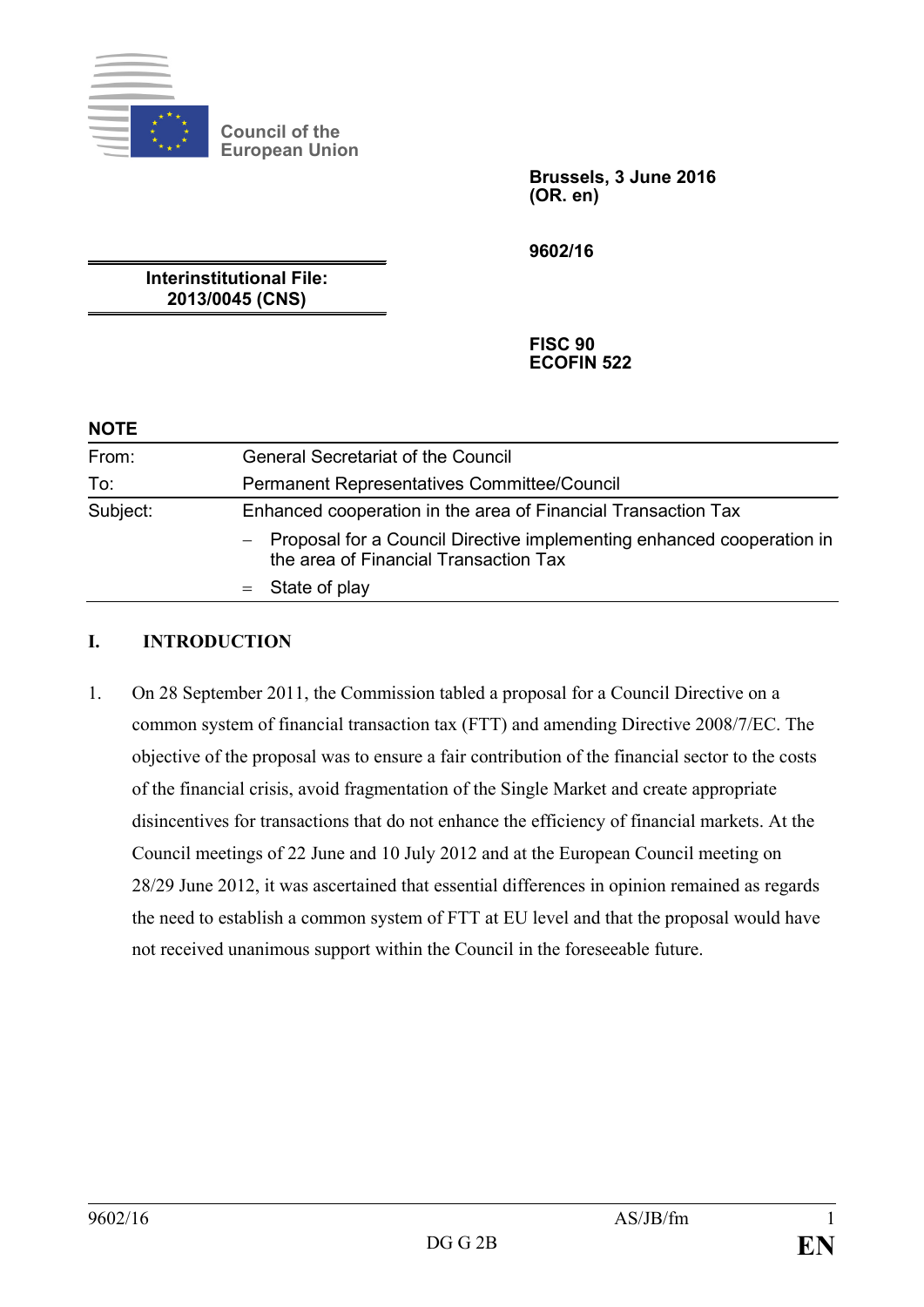Council of the European Union

**Brussels, 3 June 2016**
**(OR. en)**

**9602/16**

**Interinstitutional File:**
**2013/0045 (CNS)**

**FISC 90**
**ECOFIN 522**

**NOTE**

| | |
|---|---|
| From: | General Secretariat of the Council |
| To: | Permanent Representatives Committee/Council |
| Subject: | Enhanced cooperation in the area of Financial Transaction Tax |
| | – Proposal for a Council Directive implementing enhanced cooperation in the area of Financial Transaction Tax |
| | = State of play |

## I. INTRODUCTION

1. On 28 September 2011, the Commission tabled a proposal for a Council Directive on a common system of financial transaction tax (FTT) and amending Directive 2008/7/EC. The objective of the proposal was to ensure a fair contribution of the financial sector to the costs of the financial crisis, avoid fragmentation of the Single Market and create appropriate disincentives for transactions that do not enhance the efficiency of financial markets. At the Council meetings of 22 June and 10 July 2012 and at the European Council meeting on 28/29 June 2012, it was ascertained that essential differences in opinion remained as regards the need to establish a common system of FTT at EU level and that the proposal would have not received unanimous support within the Council in the foreseeable future.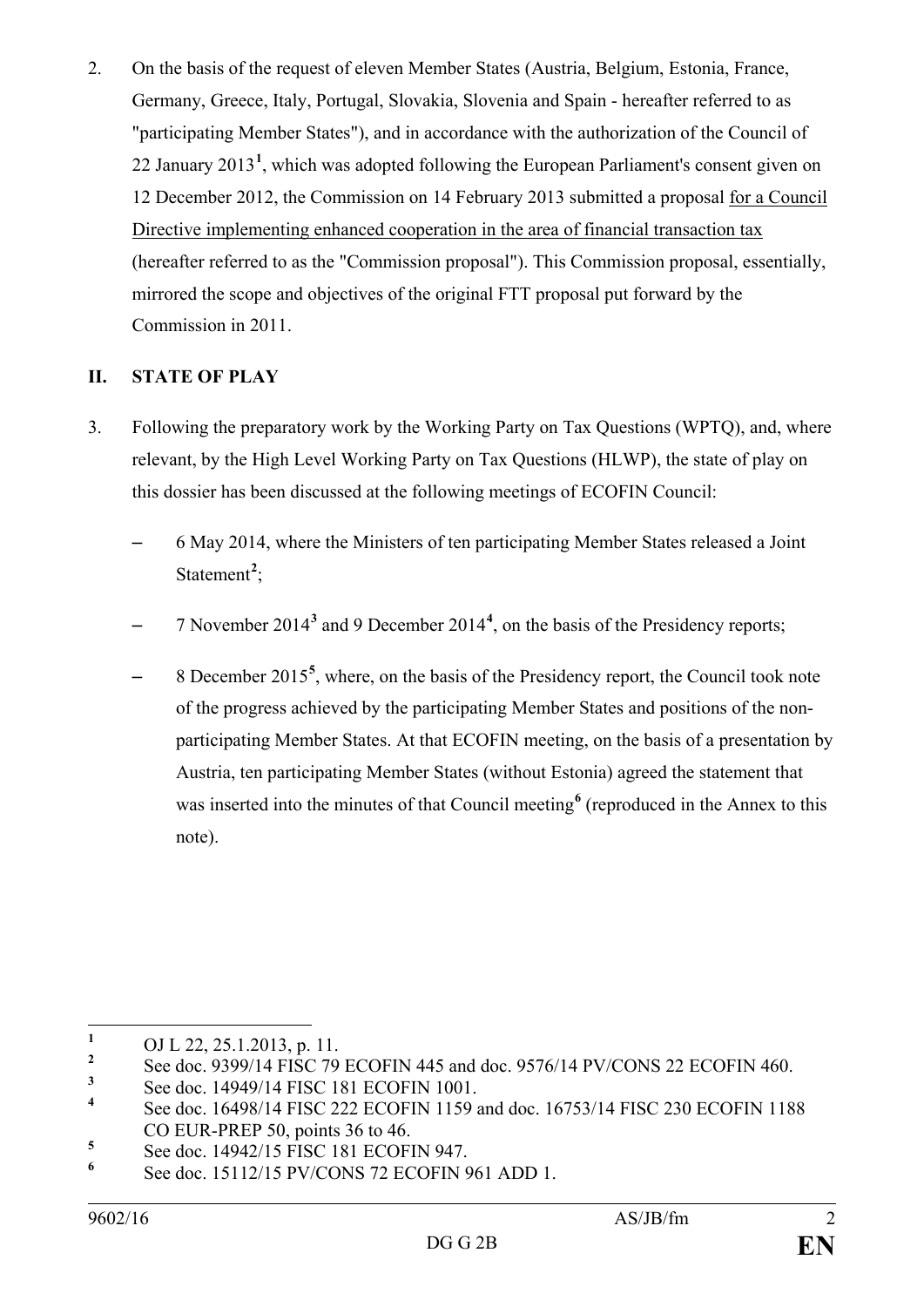2. On the basis of the request of eleven Member States (Austria, Belgium, Estonia, France, Germany, Greece, Italy, Portugal, Slovakia, Slovenia and Spain - hereafter referred to as "participating Member States"), and in accordance with the authorization of the Council of 22 January 2013[1], which was adopted following the European Parliament's consent given on 12 December 2012, the Commission on 14 February 2013 submitted a proposal for a Council Directive implementing enhanced cooperation in the area of financial transaction tax (hereafter referred to as the "Commission proposal"). This Commission proposal, essentially, mirrored the scope and objectives of the original FTT proposal put forward by the Commission in 2011.

## II. STATE OF PLAY

3. Following the preparatory work by the Working Party on Tax Questions (WPTQ), and, where relevant, by the High Level Working Party on Tax Questions (HLWP), the state of play on this dossier has been discussed at the following meetings of ECOFIN Council:

   – 6 May 2014, where the Ministers of ten participating Member States released a Joint Statement[2];

   – 7 November 2014[3] and 9 December 2014[4], on the basis of the Presidency reports;

   – 8 December 2015[5], where, on the basis of the Presidency report, the Council took note of the progress achieved by the participating Member States and positions of the non-participating Member States. At that ECOFIN meeting, on the basis of a presentation by Austria, ten participating Member States (without Estonia) agreed the statement that was inserted into the minutes of that Council meeting[6] (reproduced in the Annex to this note).

---

[1] OJ L 22, 25.1.2013, p. 11.

[2] See doc. 9399/14 FISC 79 ECOFIN 445 and doc. 9576/14 PV/CONS 22 ECOFIN 460.

[3] See doc. 14949/14 FISC 181 ECOFIN 1001.

[4] See doc. 16498/14 FISC 222 ECOFIN 1159 and doc. 16753/14 FISC 230 ECOFIN 1188 CO EUR-PREP 50, points 36 to 46.

[5] See doc. 14942/15 FISC 181 ECOFIN 947.

[6] See doc. 15112/15 PV/CONS 72 ECOFIN 961 ADD 1.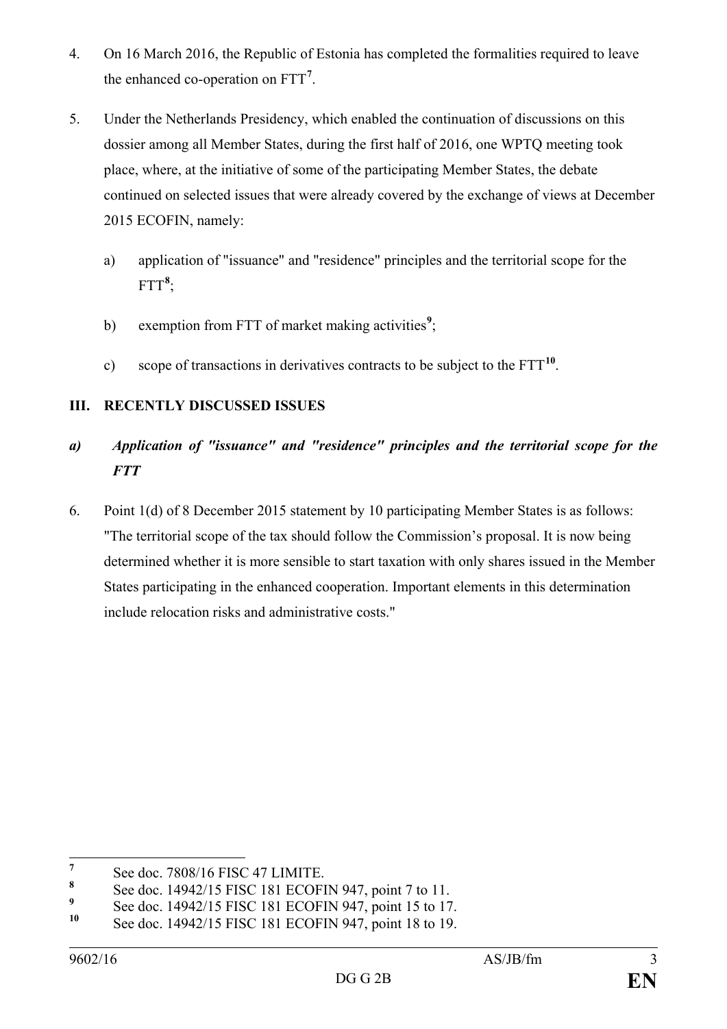4. On 16 March 2016, the Republic of Estonia has completed the formalities required to leave the enhanced co-operation on FTT[7].

5. Under the Netherlands Presidency, which enabled the continuation of discussions on this dossier among all Member States, during the first half of 2016, one WPTQ meeting took place, where, at the initiative of some of the participating Member States, the debate continued on selected issues that were already covered by the exchange of views at December 2015 ECOFIN, namely:

   a) application of "issuance" and "residence" principles and the territorial scope for the FTT[8];

   b) exemption from FTT of market making activities[9];

   c) scope of transactions in derivatives contracts to be subject to the FTT[10].

## III. RECENTLY DISCUSSED ISSUES

### *a) Application of "issuance" and "residence" principles and the territorial scope for the FTT*

6. Point 1(d) of 8 December 2015 statement by 10 participating Member States is as follows: "The territorial scope of the tax should follow the Commission's proposal. It is now being determined whether it is more sensible to start taxation with only shares issued in the Member States participating in the enhanced cooperation. Important elements in this determination include relocation risks and administrative costs."

---

[7] See doc. 7808/16 FISC 47 LIMITE.

[8] See doc. 14942/15 FISC 181 ECOFIN 947, point 7 to 11.

[9] See doc. 14942/15 FISC 181 ECOFIN 947, point 15 to 17.

[10] See doc. 14942/15 FISC 181 ECOFIN 947, point 18 to 19.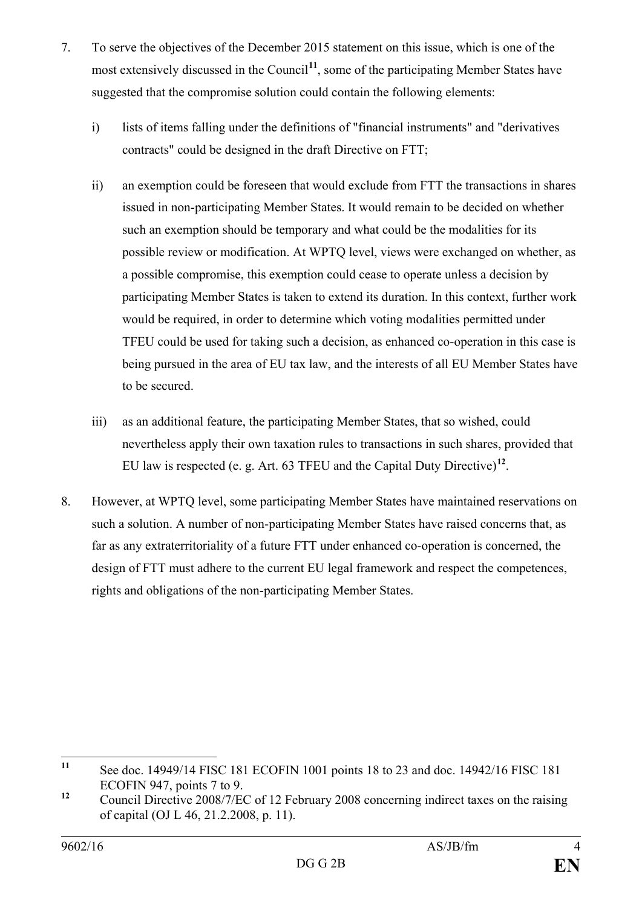7. To serve the objectives of the December 2015 statement on this issue, which is one of the most extensively discussed in the Council[11], some of the participating Member States have suggested that the compromise solution could contain the following elements:

   i) lists of items falling under the definitions of "financial instruments" and "derivatives contracts" could be designed in the draft Directive on FTT;

   ii) an exemption could be foreseen that would exclude from FTT the transactions in shares issued in non-participating Member States. It would remain to be decided on whether such an exemption should be temporary and what could be the modalities for its possible review or modification. At WPTQ level, views were exchanged on whether, as a possible compromise, this exemption could cease to operate unless a decision by participating Member States is taken to extend its duration. In this context, further work would be required, in order to determine which voting modalities permitted under TFEU could be used for taking such a decision, as enhanced co-operation in this case is being pursued in the area of EU tax law, and the interests of all EU Member States have to be secured.

   iii) as an additional feature, the participating Member States, that so wished, could nevertheless apply their own taxation rules to transactions in such shares, provided that EU law is respected (e. g. Art. 63 TFEU and the Capital Duty Directive)[12].

8. However, at WPTQ level, some participating Member States have maintained reservations on such a solution. A number of non-participating Member States have raised concerns that, as far as any extraterritoriality of a future FTT under enhanced co-operation is concerned, the design of FTT must adhere to the current EU legal framework and respect the competences, rights and obligations of the non-participating Member States.

---

[11] See doc. 14949/14 FISC 181 ECOFIN 1001 points 18 to 23 and doc. 14942/16 FISC 181 ECOFIN 947, points 7 to 9.

[12] Council Directive 2008/7/EC of 12 February 2008 concerning indirect taxes on the raising of capital (OJ L 46, 21.2.2008, p. 11).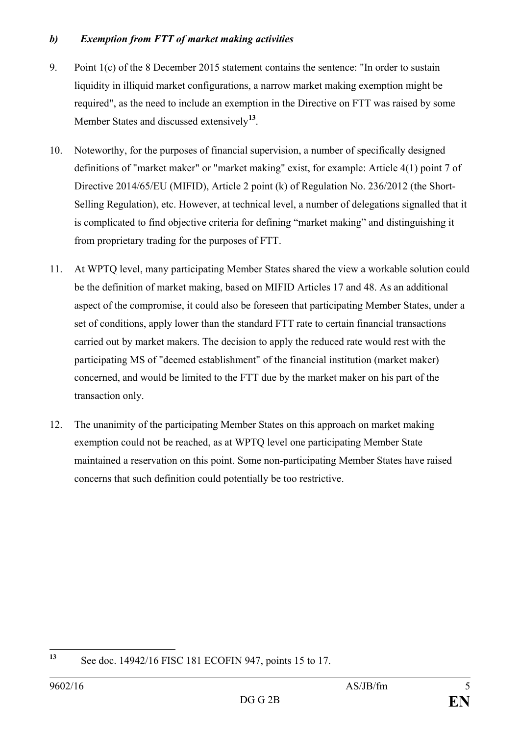### *b) Exemption from FTT of market making activities*

9. Point 1(c) of the 8 December 2015 statement contains the sentence: "In order to sustain liquidity in illiquid market configurations, a narrow market making exemption might be required", as the need to include an exemption in the Directive on FTT was raised by some Member States and discussed extensively[13].

10. Noteworthy, for the purposes of financial supervision, a number of specifically designed definitions of "market maker" or "market making" exist, for example: Article 4(1) point 7 of Directive 2014/65/EU (MIFID), Article 2 point (k) of Regulation No. 236/2012 (the Short-Selling Regulation), etc. However, at technical level, a number of delegations signalled that it is complicated to find objective criteria for defining "market making" and distinguishing it from proprietary trading for the purposes of FTT.

11. At WPTQ level, many participating Member States shared the view a workable solution could be the definition of market making, based on MIFID Articles 17 and 48. As an additional aspect of the compromise, it could also be foreseen that participating Member States, under a set of conditions, apply lower than the standard FTT rate to certain financial transactions carried out by market makers. The decision to apply the reduced rate would rest with the participating MS of "deemed establishment" of the financial institution (market maker) concerned, and would be limited to the FTT due by the market maker on his part of the transaction only.

12. The unanimity of the participating Member States on this approach on market making exemption could not be reached, as at WPTQ level one participating Member State maintained a reservation on this point. Some non-participating Member States have raised concerns that such definition could potentially be too restrictive.

[13] See doc. 14942/16 FISC 181 ECOFIN 947, points 15 to 17.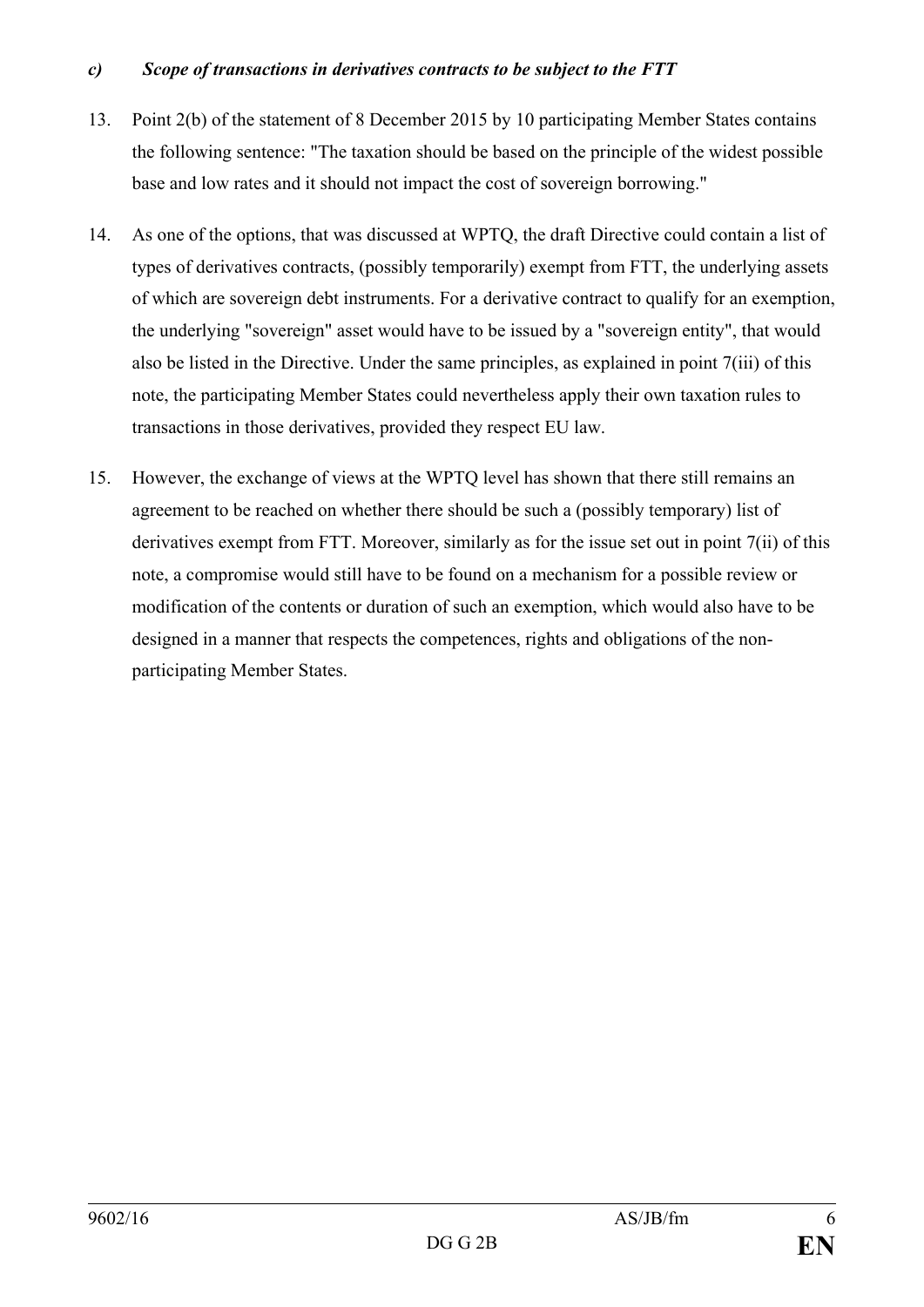### *c) Scope of transactions in derivatives contracts to be subject to the FTT*

13. Point 2(b) of the statement of 8 December 2015 by 10 participating Member States contains the following sentence: "The taxation should be based on the principle of the widest possible base and low rates and it should not impact the cost of sovereign borrowing."

14. As one of the options, that was discussed at WPTQ, the draft Directive could contain a list of types of derivatives contracts, (possibly temporarily) exempt from FTT, the underlying assets of which are sovereign debt instruments. For a derivative contract to qualify for an exemption, the underlying "sovereign" asset would have to be issued by a "sovereign entity", that would also be listed in the Directive. Under the same principles, as explained in point 7(iii) of this note, the participating Member States could nevertheless apply their own taxation rules to transactions in those derivatives, provided they respect EU law.

15. However, the exchange of views at the WPTQ level has shown that there still remains an agreement to be reached on whether there should be such a (possibly temporary) list of derivatives exempt from FTT. Moreover, similarly as for the issue set out in point 7(ii) of this note, a compromise would still have to be found on a mechanism for a possible review or modification of the contents or duration of such an exemption, which would also have to be designed in a manner that respects the competences, rights and obligations of the non-participating Member States.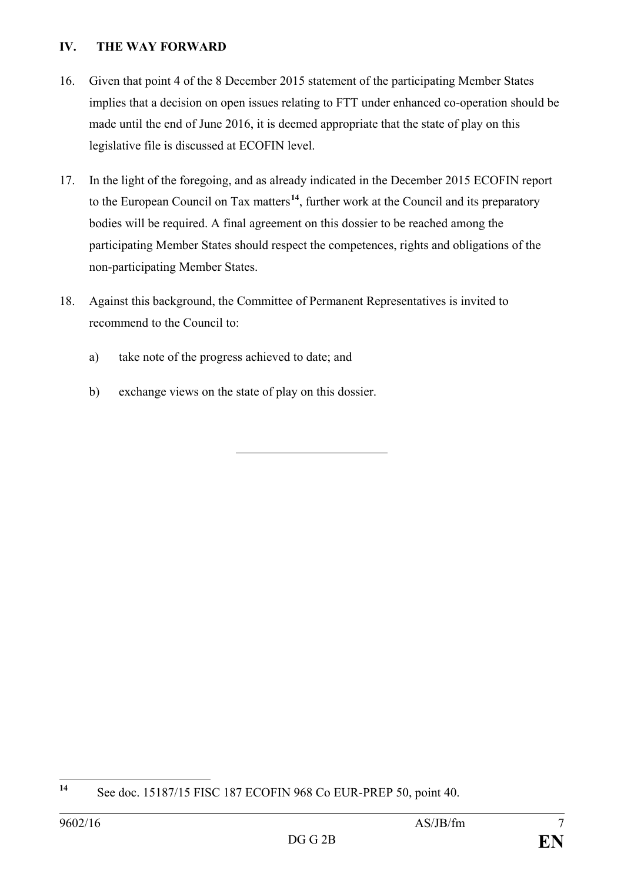## IV. THE WAY FORWARD

16. Given that point 4 of the 8 December 2015 statement of the participating Member States implies that a decision on open issues relating to FTT under enhanced co-operation should be made until the end of June 2016, it is deemed appropriate that the state of play on this legislative file is discussed at ECOFIN level.

17. In the light of the foregoing, and as already indicated in the December 2015 ECOFIN report to the European Council on Tax matters[14], further work at the Council and its preparatory bodies will be required. A final agreement on this dossier to be reached among the participating Member States should respect the competences, rights and obligations of the non-participating Member States.

18. Against this background, the Committee of Permanent Representatives is invited to recommend to the Council to:

    a) take note of the progress achieved to date; and

    b) exchange views on the state of play on this dossier.

---

[14] See doc. 15187/15 FISC 187 ECOFIN 968 Co EUR-PREP 50, point 40.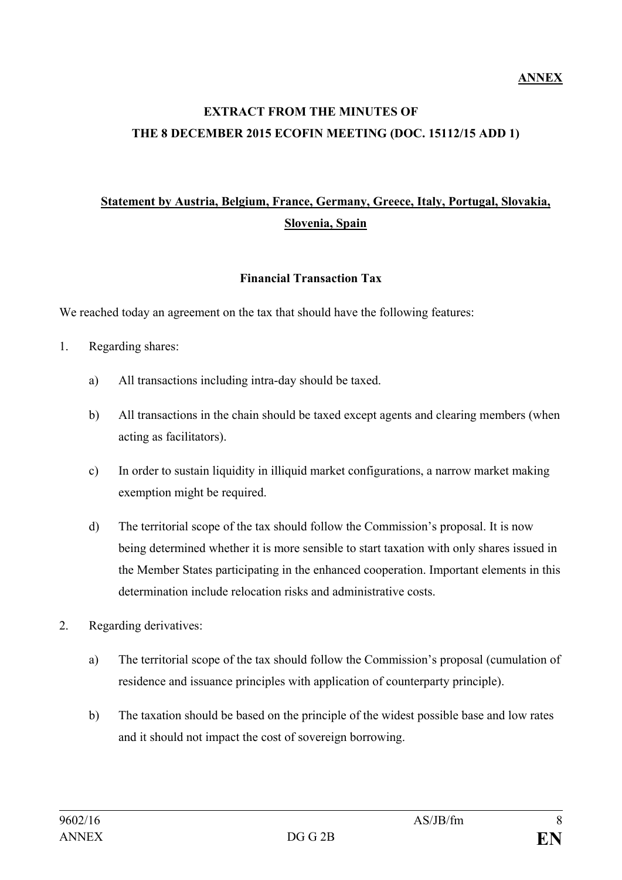**ANNEX**

# EXTRACT FROM THE MINUTES OF THE 8 DECEMBER 2015 ECOFIN MEETING (DOC. 15112/15 ADD 1)

**Statement by Austria, Belgium, France, Germany, Greece, Italy, Portugal, Slovakia, Slovenia, Spain**

## Financial Transaction Tax

We reached today an agreement on the tax that should have the following features:

1. Regarding shares:

   a) All transactions including intra-day should be taxed.

   b) All transactions in the chain should be taxed except agents and clearing members (when acting as facilitators).

   c) In order to sustain liquidity in illiquid market configurations, a narrow market making exemption might be required.

   d) The territorial scope of the tax should follow the Commission's proposal. It is now being determined whether it is more sensible to start taxation with only shares issued in the Member States participating in the enhanced cooperation. Important elements in this determination include relocation risks and administrative costs.

2. Regarding derivatives:

   a) The territorial scope of the tax should follow the Commission's proposal (cumulation of residence and issuance principles with application of counterparty principle).

   b) The taxation should be based on the principle of the widest possible base and low rates and it should not impact the cost of sovereign borrowing.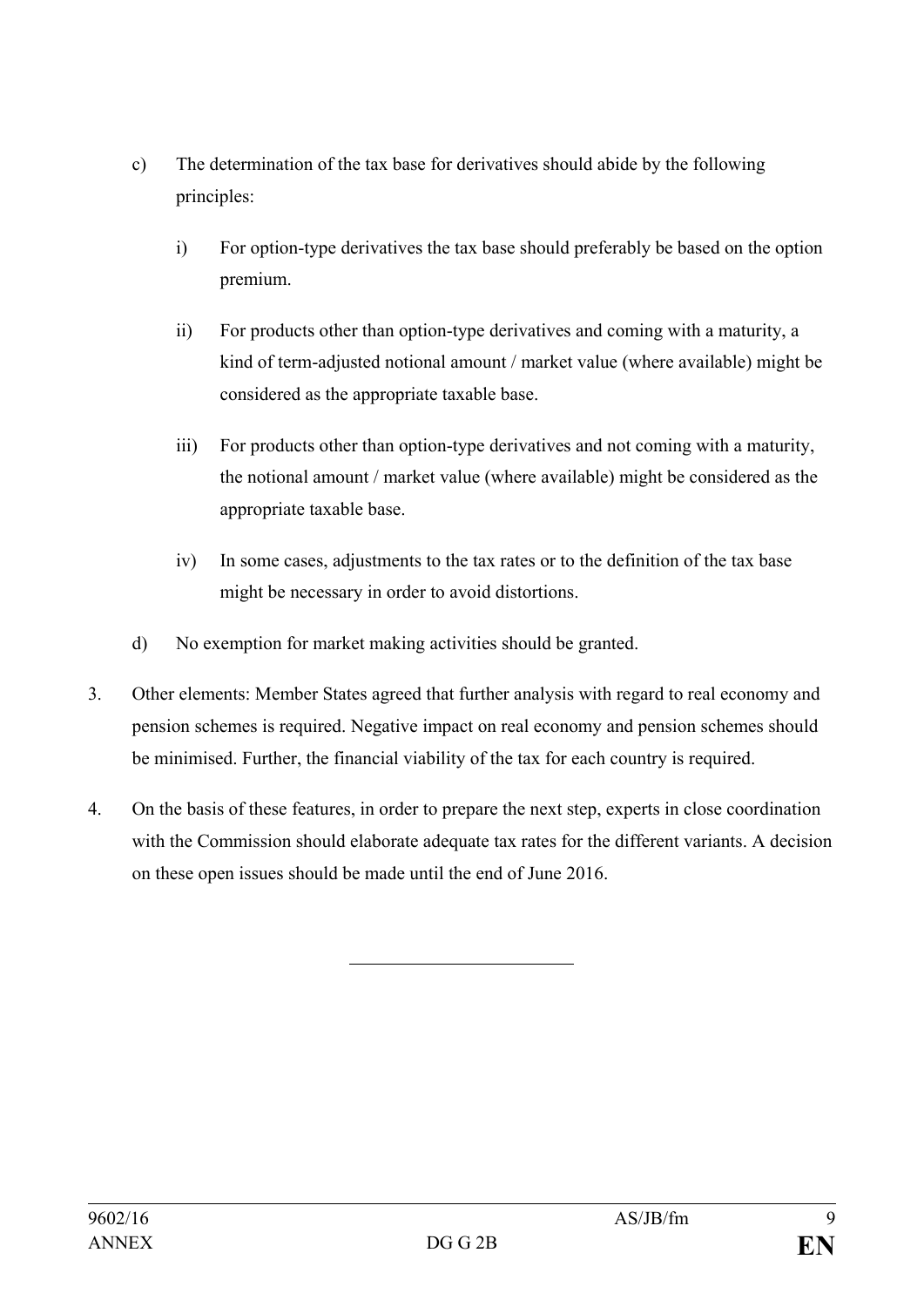c) The determination of the tax base for derivatives should abide by the following principles:

   i) For option-type derivatives the tax base should preferably be based on the option premium.

   ii) For products other than option-type derivatives and coming with a maturity, a kind of term-adjusted notional amount / market value (where available) might be considered as the appropriate taxable base.

   iii) For products other than option-type derivatives and not coming with a maturity, the notional amount / market value (where available) might be considered as the appropriate taxable base.

   iv) In some cases, adjustments to the tax rates or to the definition of the tax base might be necessary in order to avoid distortions.

d) No exemption for market making activities should be granted.

3. Other elements: Member States agreed that further analysis with regard to real economy and pension schemes is required. Negative impact on real economy and pension schemes should be minimised. Further, the financial viability of the tax for each country is required.

4. On the basis of these features, in order to prepare the next step, experts in close coordination with the Commission should elaborate adequate tax rates for the different variants. A decision on these open issues should be made until the end of June 2016.